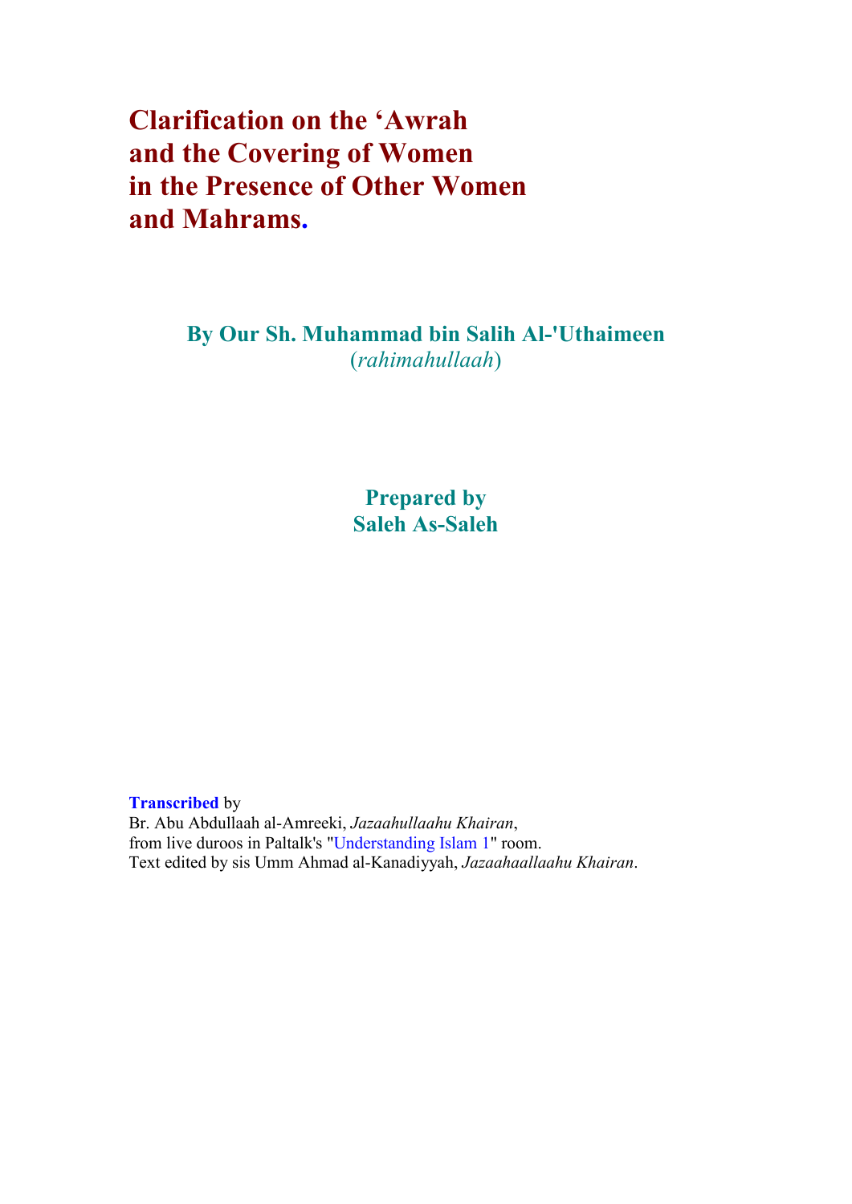# Clarification on the 'Awrah and the Covering of Women in the Presence of Other Women and Mahrams.

**By Our Sh. Muhammad bin Salih Al-'Uthaimeen**
(*rahimahullaah*)

**Prepared by**
**Saleh As-Saleh**

**Transcribed** by
Br. Abu Abdullaah al-Amreeki, *Jazaahullaahu Khairan*,
from live duroos in Paltalk's "Understanding Islam 1" room.
Text edited by sis Umm Ahmad al-Kanadiyyah, *Jazaahaallaahu Khairan*.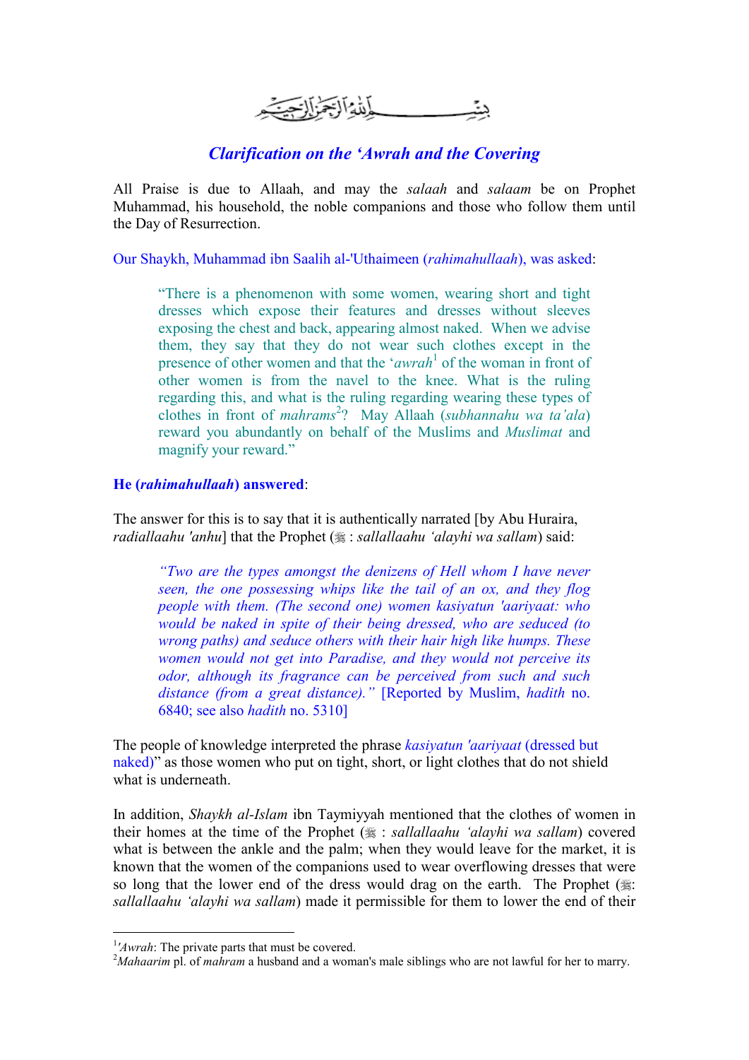بِسْمِ اللَّهِ الرَّحْمَٰنِ الرَّحِيمِ

## *Clarification on the 'Awrah and the Covering*

All Praise is due to Allaah, and may the *salaah* and *salaam* be on Prophet Muhammad, his household, the noble companions and those who follow them until the Day of Resurrection.

Our Shaykh, Muhammad ibn Saalih al-'Uthaimeen (*rahimahullaah*), was asked:

> "There is a phenomenon with some women, wearing short and tight dresses which expose their features and dresses without sleeves exposing the chest and back, appearing almost naked. When we advise them, they say that they do not wear such clothes except in the presence of other women and that the '*awrah*[1] of the woman in front of other women is from the navel to the knee. What is the ruling regarding this, and what is the ruling regarding wearing these types of clothes in front of *mahrams*[2]? May Allaah (*subhannahu wa ta'ala*) reward you abundantly on behalf of the Muslims and *Muslimat* and magnify your reward."

**He (*rahimahullaah*) answered**:

The answer for this is to say that it is authentically narrated [by Abu Huraira, *radiallaahu 'anhu*] that the Prophet (ﷺ : *sallallaahu 'alayhi wa sallam*) said:

> *"Two are the types amongst the denizens of Hell whom I have never seen, the one possessing whips like the tail of an ox, and they flog people with them. (The second one) women kasiyatun 'aariyaat: who would be naked in spite of their being dressed, who are seduced (to wrong paths) and seduce others with their hair high like humps. These women would not get into Paradise, and they would not perceive its odor, although its fragrance can be perceived from such and such distance (from a great distance)."* [Reported by Muslim, *hadith* no. 6840; see also *hadith* no. 5310]

The people of knowledge interpreted the phrase *kasiyatun 'aariyaat* (dressed but naked)" as those women who put on tight, short, or light clothes that do not shield what is underneath.

In addition, *Shaykh al-Islam* ibn Taymiyyah mentioned that the clothes of women in their homes at the time of the Prophet (ﷺ : *sallallaahu 'alayhi wa sallam*) covered what is between the ankle and the palm; when they would leave for the market, it is known that the women of the companions used to wear overflowing dresses that were so long that the lower end of the dress would drag on the earth. The Prophet (ﷺ: *sallallaahu 'alayhi wa sallam*) made it permissible for them to lower the end of their

---

[1] '*Awrah*: The private parts that must be covered.

[2] *Mahaarim* pl. of *mahram* a husband and a woman's male siblings who are not lawful for her to marry.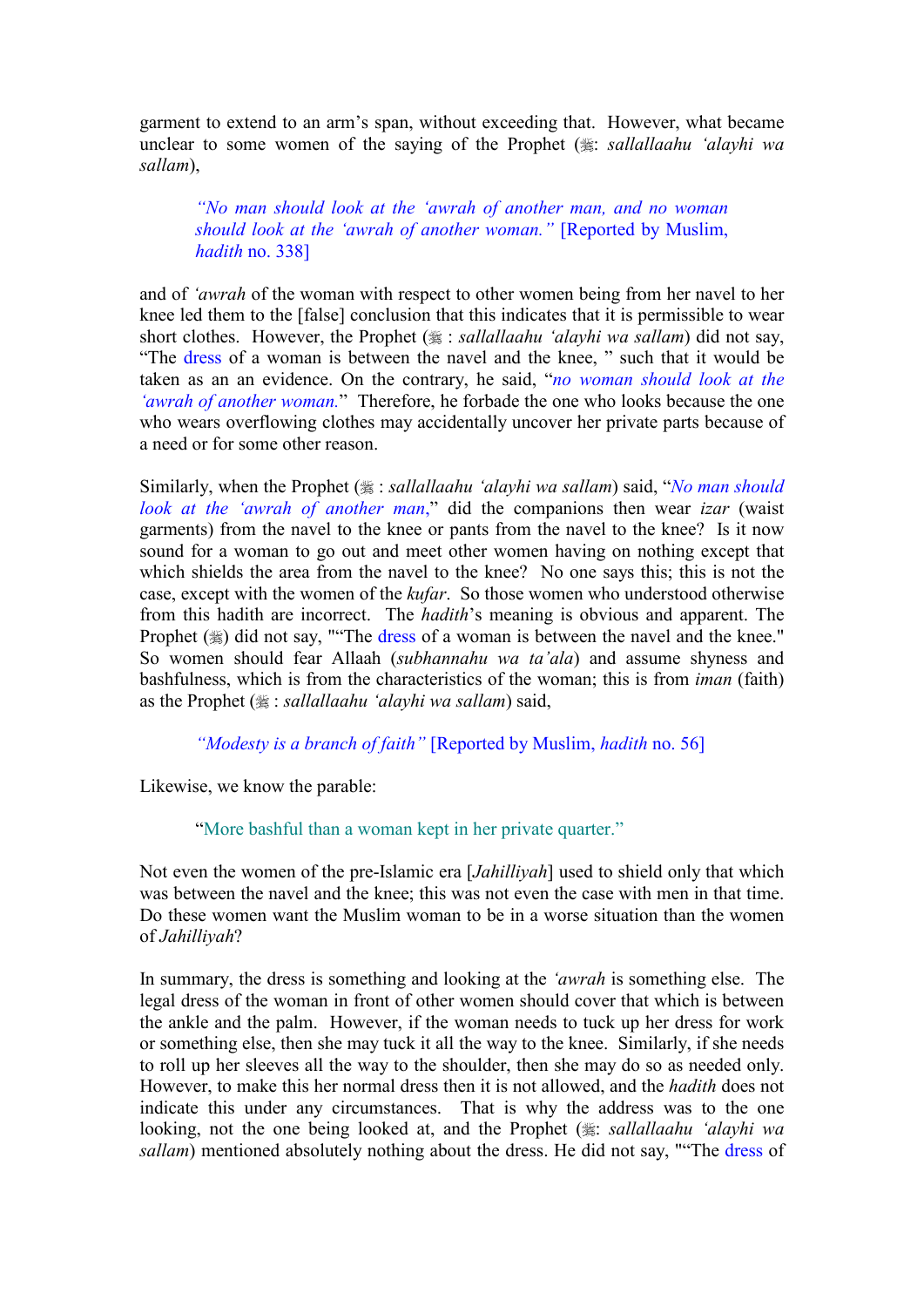garment to extend to an arm's span, without exceeding that. However, what became unclear to some women of the saying of the Prophet (ﷺ: *sallallaahu 'alayhi wa sallam*),

> *"No man should look at the 'awrah of another man, and no woman should look at the 'awrah of another woman."* [Reported by Muslim, *hadith* no. 338]

and of *'awrah* of the woman with respect to other women being from her navel to her knee led them to the [false] conclusion that this indicates that it is permissible to wear short clothes. However, the Prophet (ﷺ : *sallallaahu 'alayhi wa sallam*) did not say, "The dress of a woman is between the navel and the knee, " such that it would be taken as an an evidence. On the contrary, he said, "*no woman should look at the 'awrah of another woman.*" Therefore, he forbade the one who looks because the one who wears overflowing clothes may accidentally uncover her private parts because of a need or for some other reason.

Similarly, when the Prophet (ﷺ : *sallallaahu 'alayhi wa sallam*) said, "*No man should look at the 'awrah of another man*," did the companions then wear *izar* (waist garments) from the navel to the knee or pants from the navel to the knee? Is it now sound for a woman to go out and meet other women having on nothing except that which shields the area from the navel to the knee? No one says this; this is not the case, except with the women of the *kufar*. So those women who understood otherwise from this hadith are incorrect. The *hadith*'s meaning is obvious and apparent. The Prophet (ﷺ) did not say, ""The dress of a woman is between the navel and the knee." So women should fear Allaah (*subhannahu wa ta'ala*) and assume shyness and bashfulness, which is from the characteristics of the woman; this is from *iman* (faith) as the Prophet (ﷺ : *sallallaahu 'alayhi wa sallam*) said,

> *"Modesty is a branch of faith"* [Reported by Muslim, *hadith* no. 56]

Likewise, we know the parable:

> "More bashful than a woman kept in her private quarter."

Not even the women of the pre-Islamic era [*Jahilliyah*] used to shield only that which was between the navel and the knee; this was not even the case with men in that time. Do these women want the Muslim woman to be in a worse situation than the women of *Jahilliyah*?

In summary, the dress is something and looking at the *'awrah* is something else. The legal dress of the woman in front of other women should cover that which is between the ankle and the palm. However, if the woman needs to tuck up her dress for work or something else, then she may tuck it all the way to the knee. Similarly, if she needs to roll up her sleeves all the way to the shoulder, then she may do so as needed only. However, to make this her normal dress then it is not allowed, and the *hadith* does not indicate this under any circumstances. That is why the address was to the one looking, not the one being looked at, and the Prophet (ﷺ: *sallallaahu 'alayhi wa sallam*) mentioned absolutely nothing about the dress. He did not say, ""The dress of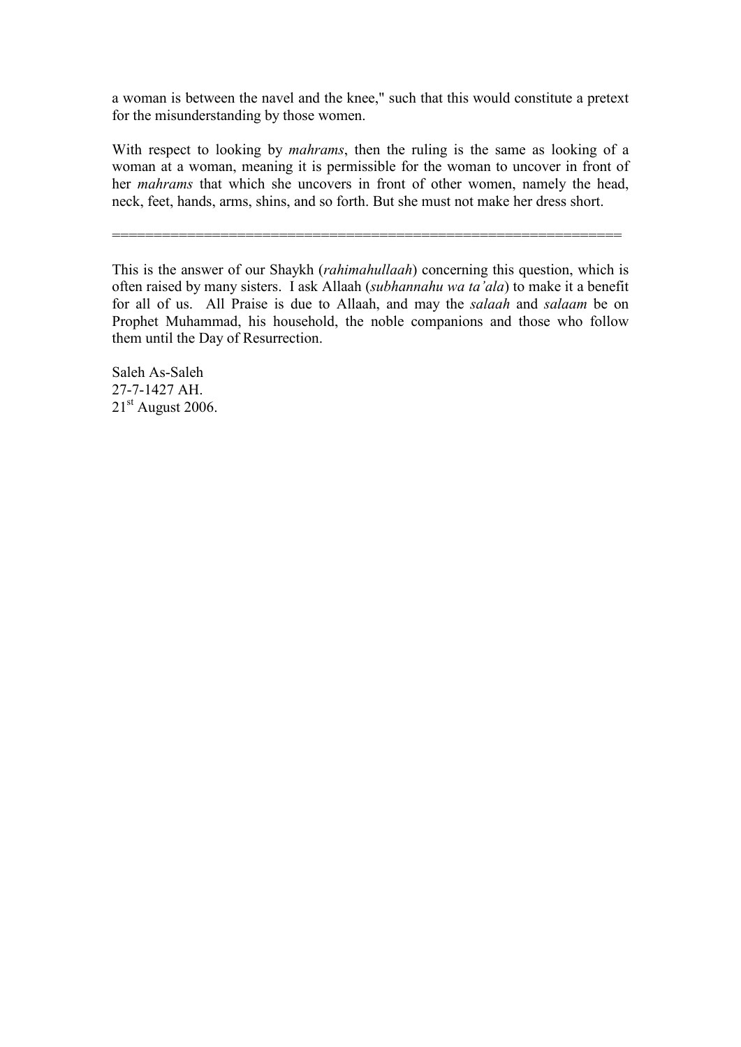a woman is between the navel and the knee," such that this would constitute a pretext for the misunderstanding by those women.

With respect to looking by *mahrams*, then the ruling is the same as looking of a woman at a woman, meaning it is permissible for the woman to uncover in front of her *mahrams* that which she uncovers in front of other women, namely the head, neck, feet, hands, arms, shins, and so forth. But she must not make her dress short.

==========================================================

This is the answer of our Shaykh (*rahimahullaah*) concerning this question, which is often raised by many sisters. I ask Allaah (*subhannahu wa ta'ala*) to make it a benefit for all of us. All Praise is due to Allaah, and may the *salaah* and *salaam* be on Prophet Muhammad, his household, the noble companions and those who follow them until the Day of Resurrection.

Saleh As-Saleh
27-7-1427 AH.
21st August 2006.